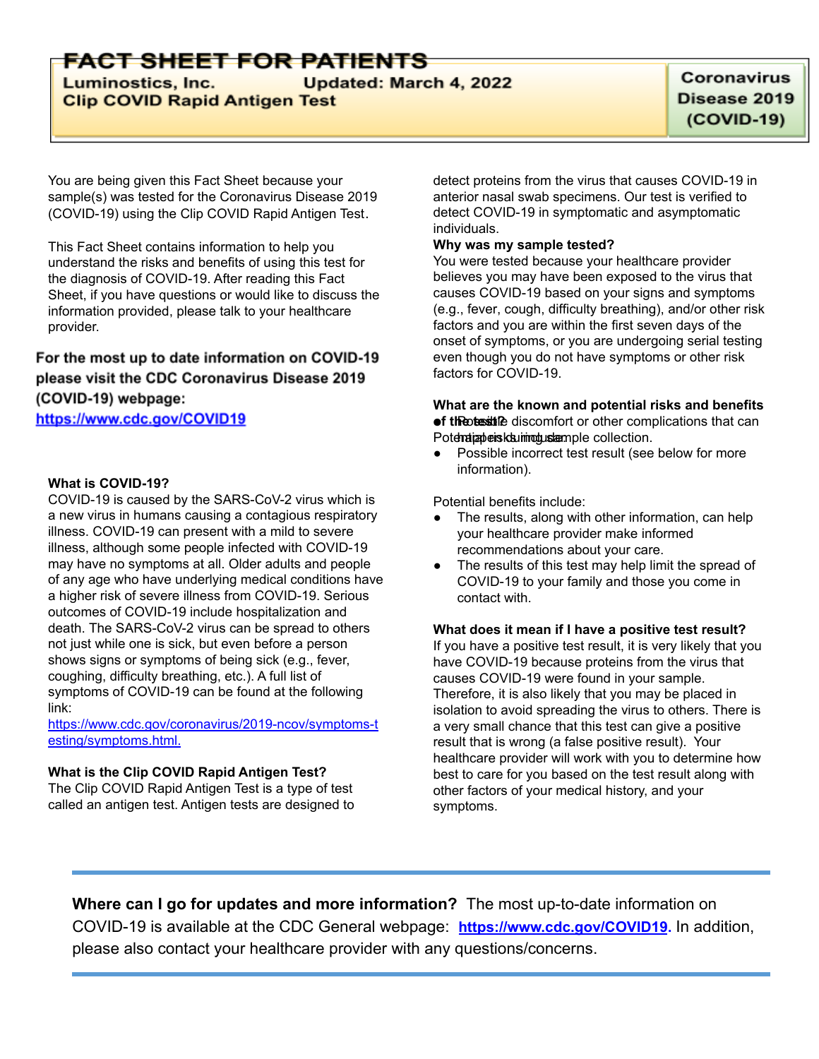# FACT SHEET FOR PATIENTS

**Luminostics, Inc.** **Updated: March 4, 2022**
**Clip COVID Rapid Antigen Test**

**Coronavirus Disease 2019 (COVID-19)**

You are being given this Fact Sheet because your sample(s) was tested for the Coronavirus Disease 2019 (COVID-19) using the Clip COVID Rapid Antigen Test.

This Fact Sheet contains information to help you understand the risks and benefits of using this test for the diagnosis of COVID-19. After reading this Fact Sheet, if you have questions or would like to discuss the information provided, please talk to your healthcare provider.

**For the most up to date information on COVID-19 please visit the CDC Coronavirus Disease 2019 (COVID-19) webpage:**
**https://www.cdc.gov/COVID19**

**What is COVID-19?**
COVID-19 is caused by the SARS-CoV-2 virus which is a new virus in humans causing a contagious respiratory illness. COVID-19 can present with a mild to severe illness, although some people infected with COVID-19 may have no symptoms at all. Older adults and people of any age who have underlying medical conditions have a higher risk of severe illness from COVID-19. Serious outcomes of COVID-19 include hospitalization and death. The SARS-CoV-2 virus can be spread to others not just while one is sick, but even before a person shows signs or symptoms of being sick (e.g., fever, coughing, difficulty breathing, etc.). A full list of symptoms of COVID-19 can be found at the following link:
https://www.cdc.gov/coronavirus/2019-ncov/symptoms-testing/symptoms.html.

**What is the Clip COVID Rapid Antigen Test?**
The Clip COVID Rapid Antigen Test is a type of test called an antigen test. Antigen tests are designed to detect proteins from the virus that causes COVID-19 in anterior nasal swab specimens. Our test is verified to detect COVID-19 in symptomatic and asymptomatic individuals.

**Why was my sample tested?**
You were tested because your healthcare provider believes you may have been exposed to the virus that causes COVID-19 based on your signs and symptoms (e.g., fever, cough, difficulty breathing), and/or other risk factors and you are within the first seven days of the onset of symptoms, or you are undergoing serial testing even though you do not have symptoms or other risk factors for COVID-19.

**What are the known and potential risks and benefits of the test?**
Potential risks include:

- Possible discomfort or other complications that can happen during sample collection.
- Possible incorrect test result (see below for more information).

Potential benefits include:

- The results, along with other information, can help your healthcare provider make informed recommendations about your care.
- The results of this test may help limit the spread of COVID-19 to your family and those you come in contact with.

**What does it mean if I have a positive test result?**
If you have a positive test result, it is very likely that you have COVID-19 because proteins from the virus that causes COVID-19 were found in your sample. Therefore, it is also likely that you may be placed in isolation to avoid spreading the virus to others. There is a very small chance that this test can give a positive result that is wrong (a false positive result). Your healthcare provider will work with you to determine how best to care for you based on the test result along with other factors of your medical history, and your symptoms.

---

**Where can I go for updates and more information?** The most up-to-date information on COVID-19 is available at the CDC General webpage: **https://www.cdc.gov/COVID19**. In addition, please also contact your healthcare provider with any questions/concerns.

---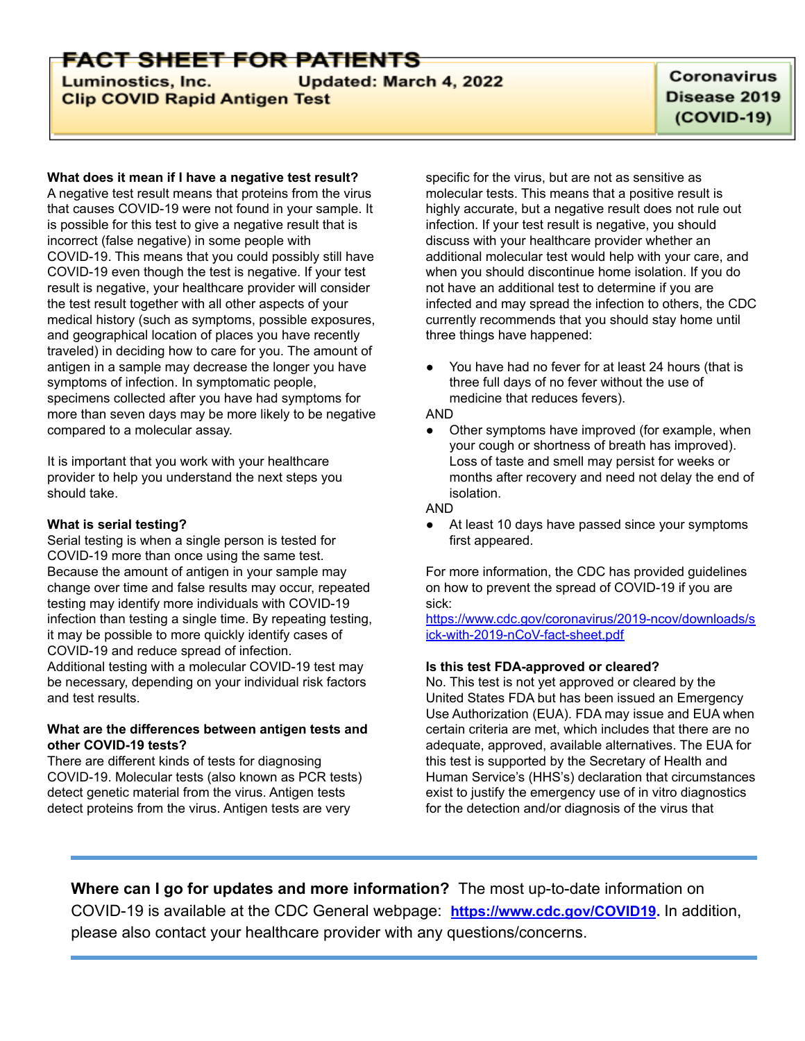**What does it mean if I have a negative test result?**
A negative test result means that proteins from the virus that causes COVID-19 were not found in your sample. It is possible for this test to give a negative result that is incorrect (false negative) in some people with COVID-19. This means that you could possibly still have COVID-19 even though the test is negative. If your test result is negative, your healthcare provider will consider the test result together with all other aspects of your medical history (such as symptoms, possible exposures, and geographical location of places you have recently traveled) in deciding how to care for you. The amount of antigen in a sample may decrease the longer you have symptoms of infection. In symptomatic people, specimens collected after you have had symptoms for more than seven days may be more likely to be negative compared to a molecular assay.

It is important that you work with your healthcare provider to help you understand the next steps you should take.

**What is serial testing?**
Serial testing is when a single person is tested for COVID-19 more than once using the same test. Because the amount of antigen in your sample may change over time and false results may occur, repeated testing may identify more individuals with COVID-19 infection than testing a single time. By repeating testing, it may be possible to more quickly identify cases of COVID-19 and reduce spread of infection. Additional testing with a molecular COVID-19 test may be necessary, depending on your individual risk factors and test results.

**What are the differences between antigen tests and other COVID-19 tests?**
There are different kinds of tests for diagnosing COVID-19. Molecular tests (also known as PCR tests) detect genetic material from the virus. Antigen tests detect proteins from the virus. Antigen tests are very specific for the virus, but are not as sensitive as molecular tests. This means that a positive result is highly accurate, but a negative result does not rule out infection. If your test result is negative, you should discuss with your healthcare provider whether an additional molecular test would help with your care, and when you should discontinue home isolation. If you do not have an additional test to determine if you are infected and may spread the infection to others, the CDC currently recommends that you should stay home until three things have happened:

- You have had no fever for at least 24 hours (that is three full days of no fever without the use of medicine that reduces fevers).

AND

- Other symptoms have improved (for example, when your cough or shortness of breath has improved). Loss of taste and smell may persist for weeks or months after recovery and need not delay the end of isolation.

AND

- At least 10 days have passed since your symptoms first appeared.

For more information, the CDC has provided guidelines on how to prevent the spread of COVID-19 if you are sick: https://www.cdc.gov/coronavirus/2019-ncov/downloads/sick-with-2019-nCoV-fact-sheet.pdf

**Is this test FDA-approved or cleared?**
No. This test is not yet approved or cleared by the United States FDA but has been issued an Emergency Use Authorization (EUA). FDA may issue and EUA when certain criteria are met, which includes that there are no adequate, approved, available alternatives. The EUA for this test is supported by the Secretary of Health and Human Service's (HHS's) declaration that circumstances exist to justify the emergency use of in vitro diagnostics for the detection and/or diagnosis of the virus that

---

**Where can I go for updates and more information?** The most up-to-date information on COVID-19 is available at the CDC General webpage: **https://www.cdc.gov/COVID19**. In addition, please also contact your healthcare provider with any questions/concerns.

---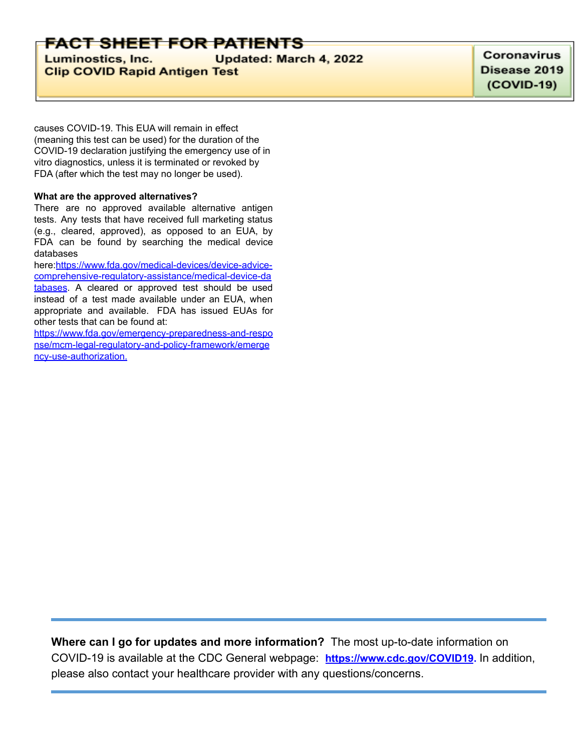causes COVID-19. This EUA will remain in effect (meaning this test can be used) for the duration of the COVID-19 declaration justifying the emergency use of in vitro diagnostics, unless it is terminated or revoked by FDA (after which the test may no longer be used).

**What are the approved alternatives?**

There are no approved available alternative antigen tests. Any tests that have received full marketing status (e.g., cleared, approved), as opposed to an EUA, by FDA can be found by searching the medical device databases here: [https://www.fda.gov/medical-devices/device-advice-comprehensive-regulatory-assistance/medical-device-databases](https://www.fda.gov/medical-devices/device-advice-comprehensive-regulatory-assistance/medical-device-databases). A cleared or approved test should be used instead of a test made available under an EUA, when appropriate and available. FDA has issued EUAs for other tests that can be found at: [https://www.fda.gov/emergency-preparedness-and-response/mcm-legal-regulatory-and-policy-framework/emergency-use-authorization.](https://www.fda.gov/emergency-preparedness-and-response/mcm-legal-regulatory-and-policy-framework/emergency-use-authorization)

---

**Where can I go for updates and more information?** The most up-to-date information on COVID-19 is available at the CDC General webpage: **[https://www.cdc.gov/COVID19](https://www.cdc.gov/COVID19).** In addition, please also contact your healthcare provider with any questions/concerns.

---